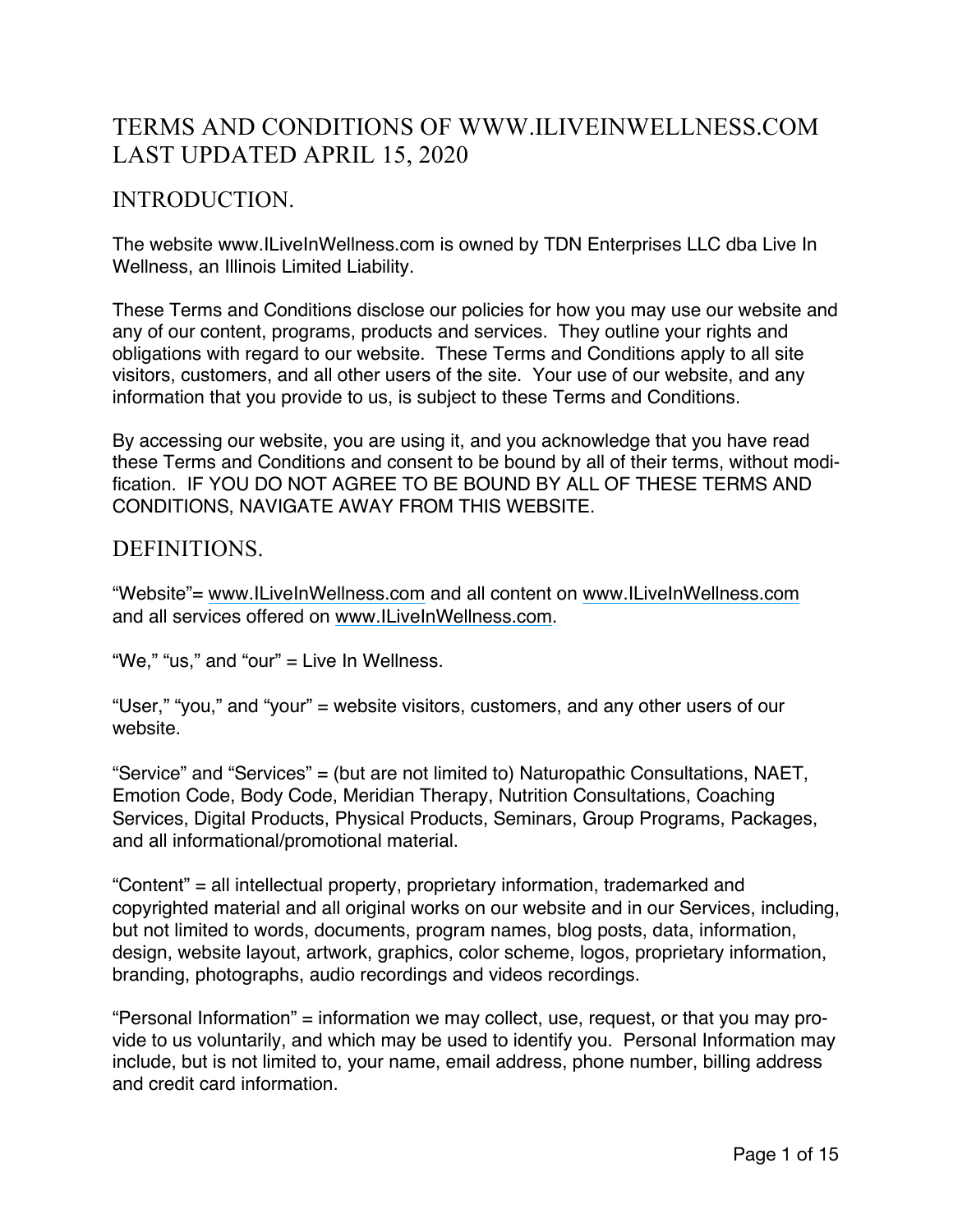# TERMS AND CONDITIONS OF WWW.ILIVEINWELLNESS.COM LAST UPDATED APRIL 15, 2020

## INTRODUCTION.

The website www.ILiveInWellness.com is owned by TDN Enterprises LLC dba Live In Wellness, an Illinois Limited Liability.

These Terms and Conditions disclose our policies for how you may use our website and any of our content, programs, products and services. They outline your rights and obligations with regard to our website. These Terms and Conditions apply to all site visitors, customers, and all other users of the site. Your use of our website, and any information that you provide to us, is subject to these Terms and Conditions.

By accessing our website, you are using it, and you acknowledge that you have read these Terms and Conditions and consent to be bound by all of their terms, without modification. IF YOU DO NOT AGREE TO BE BOUND BY ALL OF THESE TERMS AND CONDITIONS, NAVIGATE AWAY FROM THIS WEBSITE.

## DEFINITIONS.

"Website"= www.ILiveInWellness.com and all content on www.ILiveInWellness.com and all services offered on www.ILiveInWellness.com.

"We," "us," and "our" = Live In Wellness.

"User," "you," and "your" = website visitors, customers, and any other users of our website.

"Service" and "Services" = (but are not limited to) Naturopathic Consultations, NAET, Emotion Code, Body Code, Meridian Therapy, Nutrition Consultations, Coaching Services, Digital Products, Physical Products, Seminars, Group Programs, Packages, and all informational/promotional material.

"Content" = all intellectual property, proprietary information, trademarked and copyrighted material and all original works on our website and in our Services, including, but not limited to words, documents, program names, blog posts, data, information, design, website layout, artwork, graphics, color scheme, logos, proprietary information, branding, photographs, audio recordings and videos recordings.

"Personal Information" = information we may collect, use, request, or that you may provide to us voluntarily, and which may be used to identify you. Personal Information may include, but is not limited to, your name, email address, phone number, billing address and credit card information.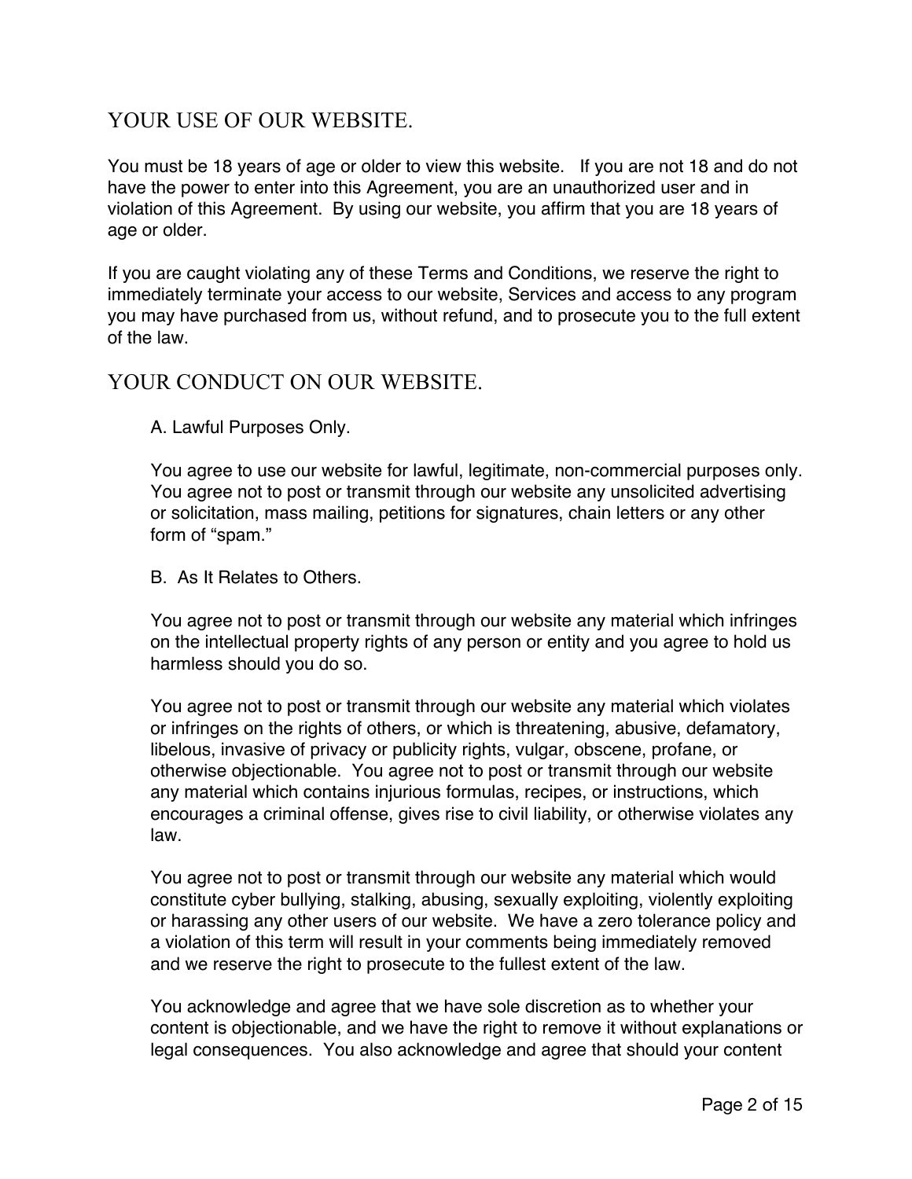## YOUR USE OF OUR WEBSITE.

You must be 18 years of age or older to view this website. If you are not 18 and do not have the power to enter into this Agreement, you are an unauthorized user and in violation of this Agreement. By using our website, you affirm that you are 18 years of age or older.

If you are caught violating any of these Terms and Conditions, we reserve the right to immediately terminate your access to our website, Services and access to any program you may have purchased from us, without refund, and to prosecute you to the full extent of the law.

## YOUR CONDUCT ON OUR WEBSITE.

A. Lawful Purposes Only.

You agree to use our website for lawful, legitimate, non-commercial purposes only. You agree not to post or transmit through our website any unsolicited advertising or solicitation, mass mailing, petitions for signatures, chain letters or any other form of "spam."

B. As It Relates to Others.

You agree not to post or transmit through our website any material which infringes on the intellectual property rights of any person or entity and you agree to hold us harmless should you do so.

You agree not to post or transmit through our website any material which violates or infringes on the rights of others, or which is threatening, abusive, defamatory, libelous, invasive of privacy or publicity rights, vulgar, obscene, profane, or otherwise objectionable. You agree not to post or transmit through our website any material which contains injurious formulas, recipes, or instructions, which encourages a criminal offense, gives rise to civil liability, or otherwise violates any law.

You agree not to post or transmit through our website any material which would constitute cyber bullying, stalking, abusing, sexually exploiting, violently exploiting or harassing any other users of our website. We have a zero tolerance policy and a violation of this term will result in your comments being immediately removed and we reserve the right to prosecute to the fullest extent of the law.

You acknowledge and agree that we have sole discretion as to whether your content is objectionable, and we have the right to remove it without explanations or legal consequences. You also acknowledge and agree that should your content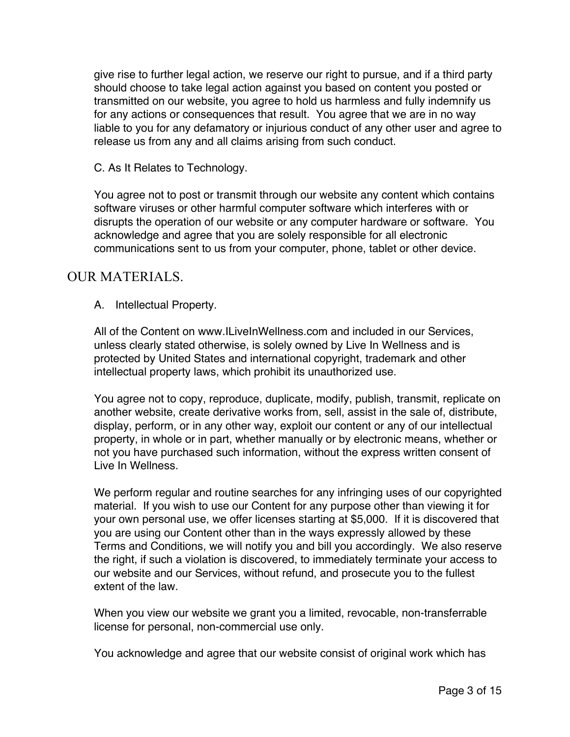give rise to further legal action, we reserve our right to pursue, and if a third party should choose to take legal action against you based on content you posted or transmitted on our website, you agree to hold us harmless and fully indemnify us for any actions or consequences that result. You agree that we are in no way liable to you for any defamatory or injurious conduct of any other user and agree to release us from any and all claims arising from such conduct.

C. As It Relates to Technology.

You agree not to post or transmit through our website any content which contains software viruses or other harmful computer software which interferes with or disrupts the operation of our website or any computer hardware or software. You acknowledge and agree that you are solely responsible for all electronic communications sent to us from your computer, phone, tablet or other device.

## OUR MATERIALS.

A. Intellectual Property.

All of the Content on www.ILiveInWellness.com and included in our Services, unless clearly stated otherwise, is solely owned by Live In Wellness and is protected by United States and international copyright, trademark and other intellectual property laws, which prohibit its unauthorized use.

You agree not to copy, reproduce, duplicate, modify, publish, transmit, replicate on another website, create derivative works from, sell, assist in the sale of, distribute, display, perform, or in any other way, exploit our content or any of our intellectual property, in whole or in part, whether manually or by electronic means, whether or not you have purchased such information, without the express written consent of Live In Wellness.

We perform regular and routine searches for any infringing uses of our copyrighted material. If you wish to use our Content for any purpose other than viewing it for your own personal use, we offer licenses starting at $5,000. If it is discovered that you are using our Content other than in the ways expressly allowed by these Terms and Conditions, we will notify you and bill you accordingly. We also reserve the right, if such a violation is discovered, to immediately terminate your access to our website and our Services, without refund, and prosecute you to the fullest extent of the law.

When you view our website we grant you a limited, revocable, non-transferrable license for personal, non-commercial use only.

You acknowledge and agree that our website consist of original work which has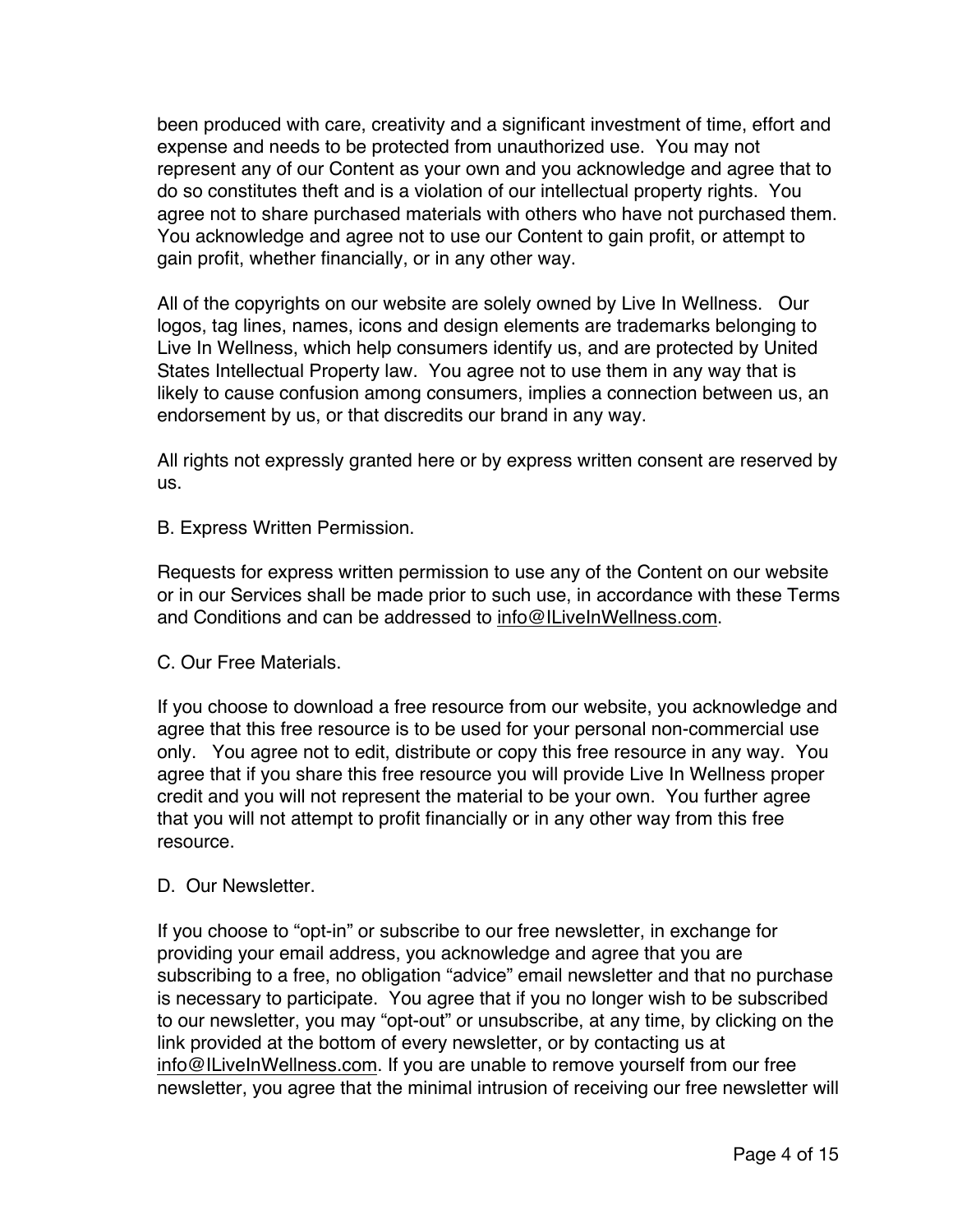been produced with care, creativity and a significant investment of time, effort and expense and needs to be protected from unauthorized use. You may not represent any of our Content as your own and you acknowledge and agree that to do so constitutes theft and is a violation of our intellectual property rights. You agree not to share purchased materials with others who have not purchased them. You acknowledge and agree not to use our Content to gain profit, or attempt to gain profit, whether financially, or in any other way.

All of the copyrights on our website are solely owned by Live In Wellness. Our logos, tag lines, names, icons and design elements are trademarks belonging to Live In Wellness, which help consumers identify us, and are protected by United States Intellectual Property law. You agree not to use them in any way that is likely to cause confusion among consumers, implies a connection between us, an endorsement by us, or that discredits our brand in any way.

All rights not expressly granted here or by express written consent are reserved by us.

B. Express Written Permission.

Requests for express written permission to use any of the Content on our website or in our Services shall be made prior to such use, in accordance with these Terms and Conditions and can be addressed to info@ILiveInWellness.com.

C. Our Free Materials.

If you choose to download a free resource from our website, you acknowledge and agree that this free resource is to be used for your personal non-commercial use only. You agree not to edit, distribute or copy this free resource in any way. You agree that if you share this free resource you will provide Live In Wellness proper credit and you will not represent the material to be your own. You further agree that you will not attempt to profit financially or in any other way from this free resource.

D. Our Newsletter.

If you choose to "opt-in" or subscribe to our free newsletter, in exchange for providing your email address, you acknowledge and agree that you are subscribing to a free, no obligation "advice" email newsletter and that no purchase is necessary to participate. You agree that if you no longer wish to be subscribed to our newsletter, you may "opt-out" or unsubscribe, at any time, by clicking on the link provided at the bottom of every newsletter, or by contacting us at info@ILiveInWellness.com. If you are unable to remove yourself from our free newsletter, you agree that the minimal intrusion of receiving our free newsletter will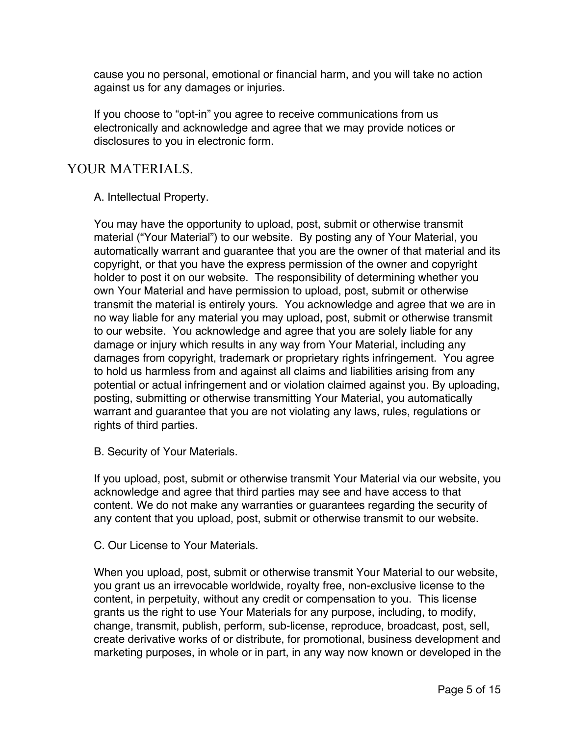cause you no personal, emotional or financial harm, and you will take no action against us for any damages or injuries.

If you choose to "opt-in" you agree to receive communications from us electronically and acknowledge and agree that we may provide notices or disclosures to you in electronic form.

## YOUR MATERIALS.

A. Intellectual Property.

You may have the opportunity to upload, post, submit or otherwise transmit material ("Your Material") to our website. By posting any of Your Material, you automatically warrant and guarantee that you are the owner of that material and its copyright, or that you have the express permission of the owner and copyright holder to post it on our website. The responsibility of determining whether you own Your Material and have permission to upload, post, submit or otherwise transmit the material is entirely yours. You acknowledge and agree that we are in no way liable for any material you may upload, post, submit or otherwise transmit to our website. You acknowledge and agree that you are solely liable for any damage or injury which results in any way from Your Material, including any damages from copyright, trademark or proprietary rights infringement. You agree to hold us harmless from and against all claims and liabilities arising from any potential or actual infringement and or violation claimed against you. By uploading, posting, submitting or otherwise transmitting Your Material, you automatically warrant and guarantee that you are not violating any laws, rules, regulations or rights of third parties.

B. Security of Your Materials.

If you upload, post, submit or otherwise transmit Your Material via our website, you acknowledge and agree that third parties may see and have access to that content. We do not make any warranties or guarantees regarding the security of any content that you upload, post, submit or otherwise transmit to our website.

C. Our License to Your Materials.

When you upload, post, submit or otherwise transmit Your Material to our website, you grant us an irrevocable worldwide, royalty free, non-exclusive license to the content, in perpetuity, without any credit or compensation to you. This license grants us the right to use Your Materials for any purpose, including, to modify, change, transmit, publish, perform, sub-license, reproduce, broadcast, post, sell, create derivative works of or distribute, for promotional, business development and marketing purposes, in whole or in part, in any way now known or developed in the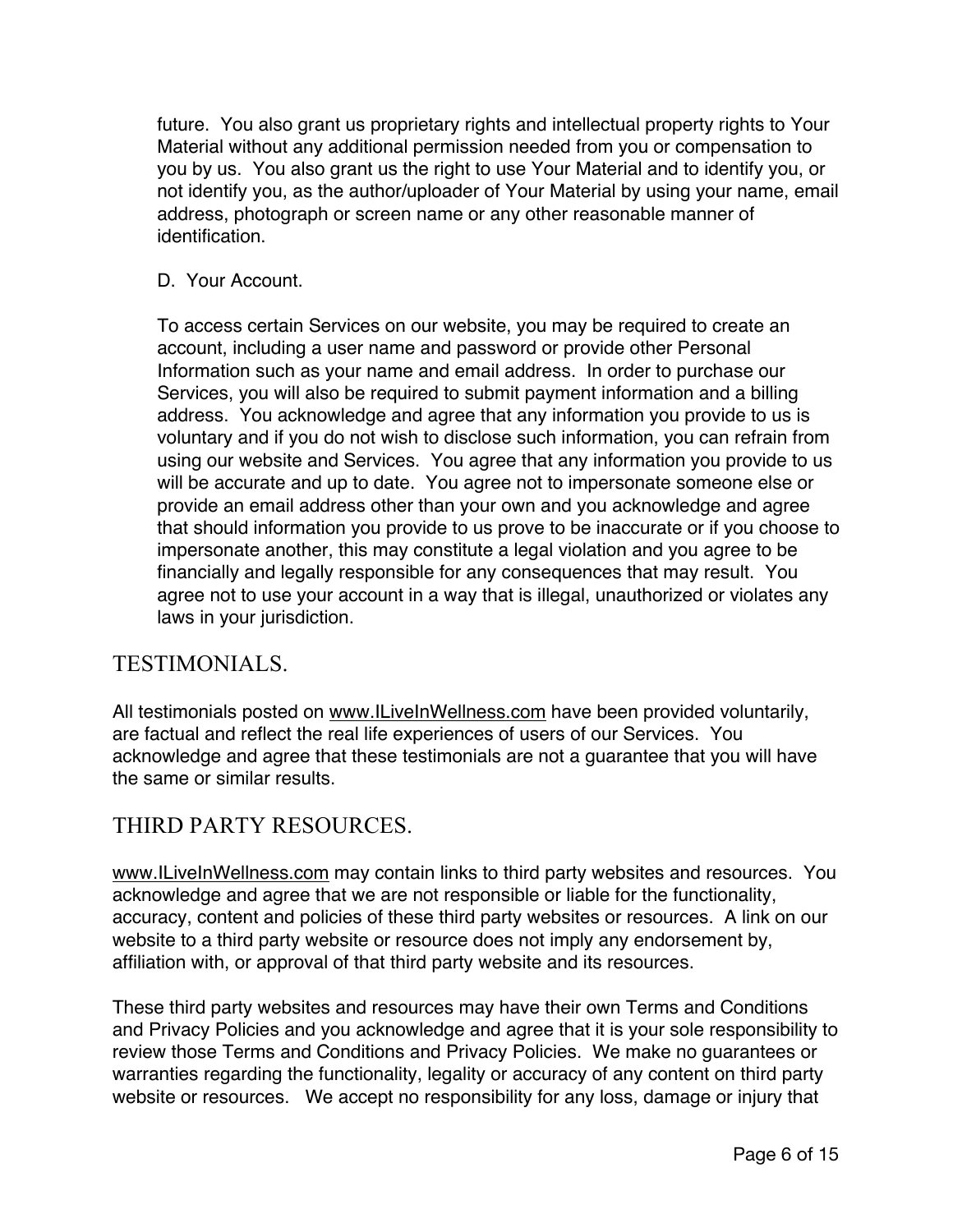future. You also grant us proprietary rights and intellectual property rights to Your Material without any additional permission needed from you or compensation to you by us. You also grant us the right to use Your Material and to identify you, or not identify you, as the author/uploader of Your Material by using your name, email address, photograph or screen name or any other reasonable manner of identification.

D. Your Account.

To access certain Services on our website, you may be required to create an account, including a user name and password or provide other Personal Information such as your name and email address. In order to purchase our Services, you will also be required to submit payment information and a billing address. You acknowledge and agree that any information you provide to us is voluntary and if you do not wish to disclose such information, you can refrain from using our website and Services. You agree that any information you provide to us will be accurate and up to date. You agree not to impersonate someone else or provide an email address other than your own and you acknowledge and agree that should information you provide to us prove to be inaccurate or if you choose to impersonate another, this may constitute a legal violation and you agree to be financially and legally responsible for any consequences that may result. You agree not to use your account in a way that is illegal, unauthorized or violates any laws in your jurisdiction.

## TESTIMONIALS.

All testimonials posted on www.ILiveInWellness.com have been provided voluntarily, are factual and reflect the real life experiences of users of our Services. You acknowledge and agree that these testimonials are not a guarantee that you will have the same or similar results.

## THIRD PARTY RESOURCES.

www.ILiveInWellness.com may contain links to third party websites and resources. You acknowledge and agree that we are not responsible or liable for the functionality, accuracy, content and policies of these third party websites or resources. A link on our website to a third party website or resource does not imply any endorsement by, affiliation with, or approval of that third party website and its resources.

These third party websites and resources may have their own Terms and Conditions and Privacy Policies and you acknowledge and agree that it is your sole responsibility to review those Terms and Conditions and Privacy Policies. We make no guarantees or warranties regarding the functionality, legality or accuracy of any content on third party website or resources. We accept no responsibility for any loss, damage or injury that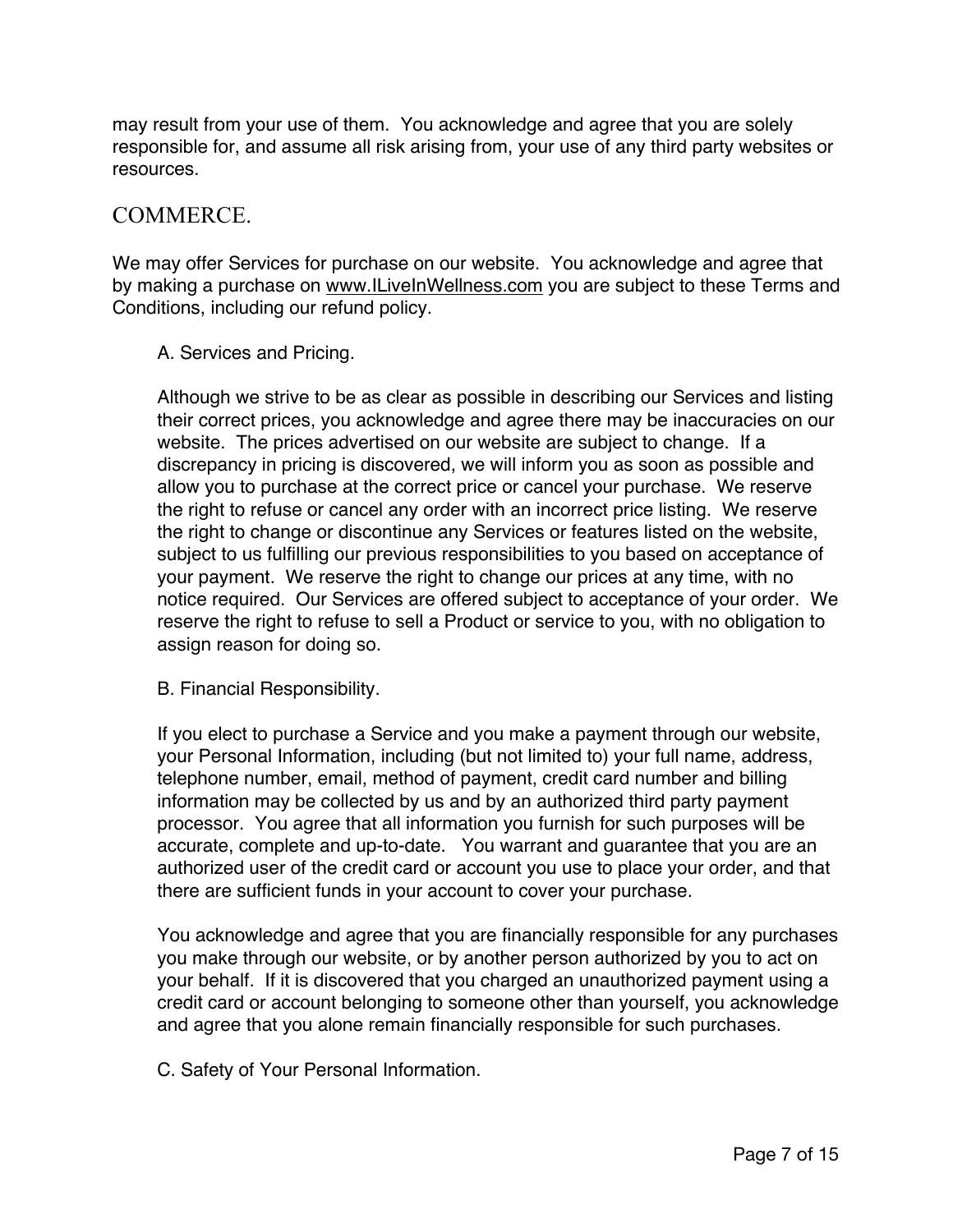may result from your use of them.  You acknowledge and agree that you are solely responsible for, and assume all risk arising from, your use of any third party websites or resources.

## COMMERCE.

We may offer Services for purchase on our website.  You acknowledge and agree that by making a purchase on www.ILiveInWellness.com you are subject to these Terms and Conditions, including our refund policy.

A. Services and Pricing.

Although we strive to be as clear as possible in describing our Services and listing their correct prices, you acknowledge and agree there may be inaccuracies on our website.  The prices advertised on our website are subject to change.  If a discrepancy in pricing is discovered, we will inform you as soon as possible and allow you to purchase at the correct price or cancel your purchase.  We reserve the right to refuse or cancel any order with an incorrect price listing.  We reserve the right to change or discontinue any Services or features listed on the website, subject to us fulfilling our previous responsibilities to you based on acceptance of your payment.  We reserve the right to change our prices at any time, with no notice required.  Our Services are offered subject to acceptance of your order.  We reserve the right to refuse to sell a Product or service to you, with no obligation to assign reason for doing so.

B. Financial Responsibility.

If you elect to purchase a Service and you make a payment through our website, your Personal Information, including (but not limited to) your full name, address, telephone number, email, method of payment, credit card number and billing information may be collected by us and by an authorized third party payment processor.  You agree that all information you furnish for such purposes will be accurate, complete and up-to-date.   You warrant and guarantee that you are an authorized user of the credit card or account you use to place your order, and that there are sufficient funds in your account to cover your purchase.

You acknowledge and agree that you are financially responsible for any purchases you make through our website, or by another person authorized by you to act on your behalf.  If it is discovered that you charged an unauthorized payment using a credit card or account belonging to someone other than yourself, you acknowledge and agree that you alone remain financially responsible for such purchases.

C. Safety of Your Personal Information.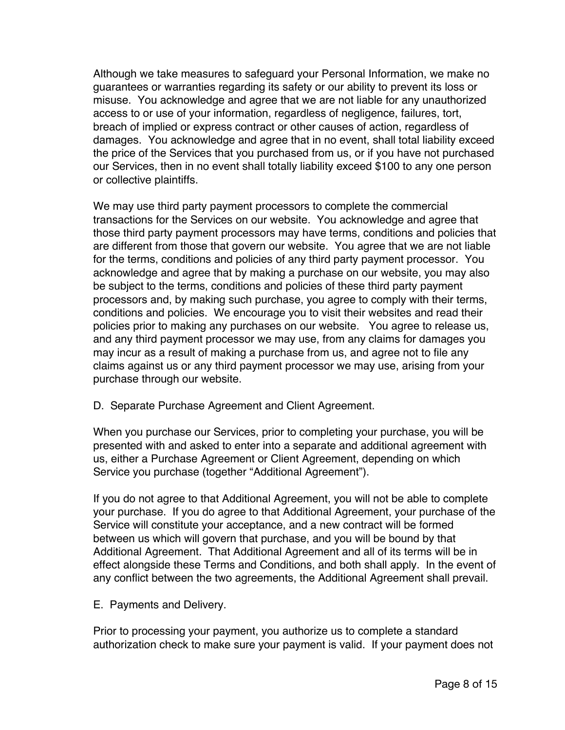Although we take measures to safeguard your Personal Information, we make no guarantees or warranties regarding its safety or our ability to prevent its loss or misuse. You acknowledge and agree that we are not liable for any unauthorized access to or use of your information, regardless of negligence, failures, tort, breach of implied or express contract or other causes of action, regardless of damages. You acknowledge and agree that in no event, shall total liability exceed the price of the Services that you purchased from us, or if you have not purchased our Services, then in no event shall totally liability exceed $100 to any one person or collective plaintiffs.

We may use third party payment processors to complete the commercial transactions for the Services on our website. You acknowledge and agree that those third party payment processors may have terms, conditions and policies that are different from those that govern our website. You agree that we are not liable for the terms, conditions and policies of any third party payment processor. You acknowledge and agree that by making a purchase on our website, you may also be subject to the terms, conditions and policies of these third party payment processors and, by making such purchase, you agree to comply with their terms, conditions and policies. We encourage you to visit their websites and read their policies prior to making any purchases on our website. You agree to release us, and any third payment processor we may use, from any claims for damages you may incur as a result of making a purchase from us, and agree not to file any claims against us or any third payment processor we may use, arising from your purchase through our website.

D. Separate Purchase Agreement and Client Agreement.

When you purchase our Services, prior to completing your purchase, you will be presented with and asked to enter into a separate and additional agreement with us, either a Purchase Agreement or Client Agreement, depending on which Service you purchase (together "Additional Agreement").

If you do not agree to that Additional Agreement, you will not be able to complete your purchase. If you do agree to that Additional Agreement, your purchase of the Service will constitute your acceptance, and a new contract will be formed between us which will govern that purchase, and you will be bound by that Additional Agreement. That Additional Agreement and all of its terms will be in effect alongside these Terms and Conditions, and both shall apply. In the event of any conflict between the two agreements, the Additional Agreement shall prevail.

E. Payments and Delivery.

Prior to processing your payment, you authorize us to complete a standard authorization check to make sure your payment is valid. If your payment does not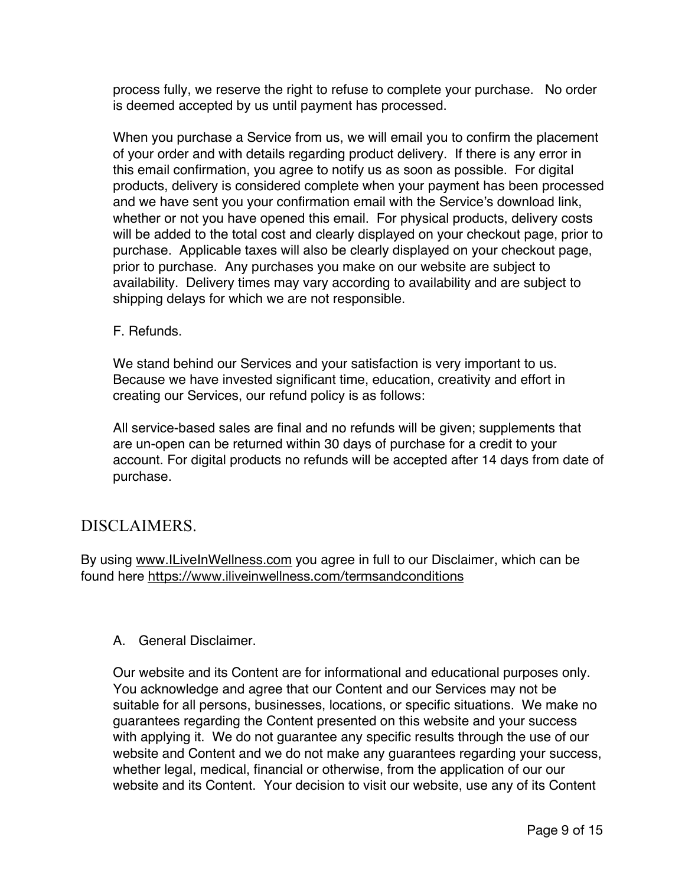process fully, we reserve the right to refuse to complete your purchase. No order is deemed accepted by us until payment has processed.

When you purchase a Service from us, we will email you to confirm the placement of your order and with details regarding product delivery. If there is any error in this email confirmation, you agree to notify us as soon as possible. For digital products, delivery is considered complete when your payment has been processed and we have sent you your confirmation email with the Service's download link, whether or not you have opened this email. For physical products, delivery costs will be added to the total cost and clearly displayed on your checkout page, prior to purchase. Applicable taxes will also be clearly displayed on your checkout page, prior to purchase. Any purchases you make on our website are subject to availability. Delivery times may vary according to availability and are subject to shipping delays for which we are not responsible.

F. Refunds.

We stand behind our Services and your satisfaction is very important to us. Because we have invested significant time, education, creativity and effort in creating our Services, our refund policy is as follows:

All service-based sales are final and no refunds will be given; supplements that are un-open can be returned within 30 days of purchase for a credit to your account. For digital products no refunds will be accepted after 14 days from date of purchase.

## DISCLAIMERS.

By using www.ILiveInWellness.com you agree in full to our Disclaimer, which can be found here https://www.iliveinwellness.com/termsandconditions

A. General Disclaimer.

Our website and its Content are for informational and educational purposes only. You acknowledge and agree that our Content and our Services may not be suitable for all persons, businesses, locations, or specific situations. We make no guarantees regarding the Content presented on this website and your success with applying it. We do not guarantee any specific results through the use of our website and Content and we do not make any guarantees regarding your success, whether legal, medical, financial or otherwise, from the application of our our website and its Content. Your decision to visit our website, use any of its Content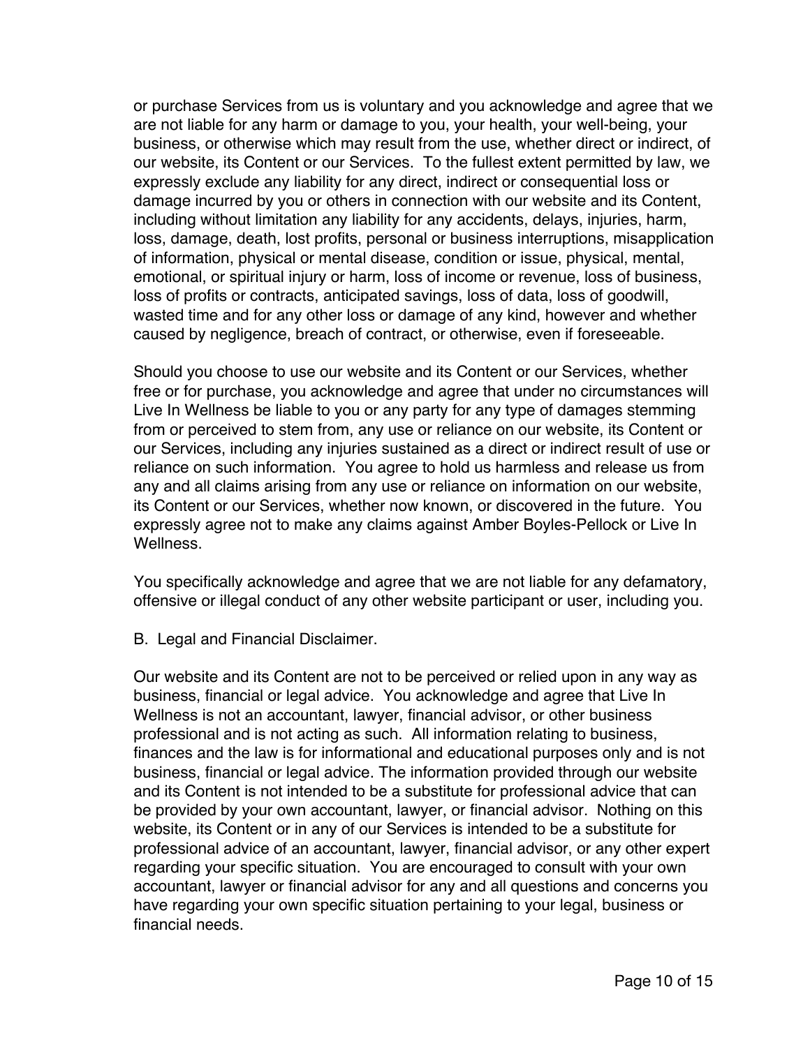or purchase Services from us is voluntary and you acknowledge and agree that we are not liable for any harm or damage to you, your health, your well-being, your business, or otherwise which may result from the use, whether direct or indirect, of our website, its Content or our Services. To the fullest extent permitted by law, we expressly exclude any liability for any direct, indirect or consequential loss or damage incurred by you or others in connection with our website and its Content, including without limitation any liability for any accidents, delays, injuries, harm, loss, damage, death, lost profits, personal or business interruptions, misapplication of information, physical or mental disease, condition or issue, physical, mental, emotional, or spiritual injury or harm, loss of income or revenue, loss of business, loss of profits or contracts, anticipated savings, loss of data, loss of goodwill, wasted time and for any other loss or damage of any kind, however and whether caused by negligence, breach of contract, or otherwise, even if foreseeable.

Should you choose to use our website and its Content or our Services, whether free or for purchase, you acknowledge and agree that under no circumstances will Live In Wellness be liable to you or any party for any type of damages stemming from or perceived to stem from, any use or reliance on our website, its Content or our Services, including any injuries sustained as a direct or indirect result of use or reliance on such information. You agree to hold us harmless and release us from any and all claims arising from any use or reliance on information on our website, its Content or our Services, whether now known, or discovered in the future. You expressly agree not to make any claims against Amber Boyles-Pellock or Live In Wellness.

You specifically acknowledge and agree that we are not liable for any defamatory, offensive or illegal conduct of any other website participant or user, including you.

B. Legal and Financial Disclaimer.

Our website and its Content are not to be perceived or relied upon in any way as business, financial or legal advice. You acknowledge and agree that Live In Wellness is not an accountant, lawyer, financial advisor, or other business professional and is not acting as such. All information relating to business, finances and the law is for informational and educational purposes only and is not business, financial or legal advice. The information provided through our website and its Content is not intended to be a substitute for professional advice that can be provided by your own accountant, lawyer, or financial advisor. Nothing on this website, its Content or in any of our Services is intended to be a substitute for professional advice of an accountant, lawyer, financial advisor, or any other expert regarding your specific situation. You are encouraged to consult with your own accountant, lawyer or financial advisor for any and all questions and concerns you have regarding your own specific situation pertaining to your legal, business or financial needs.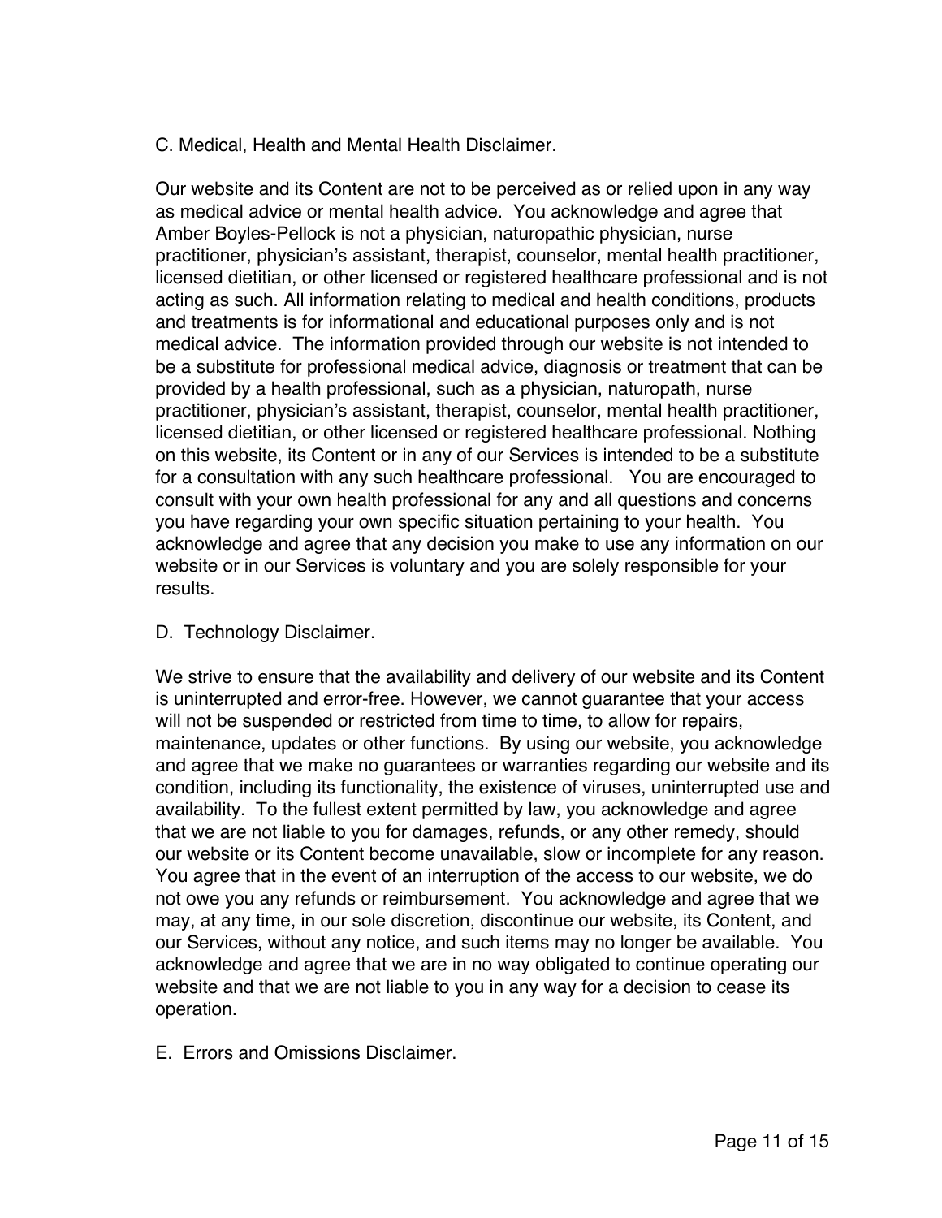C. Medical, Health and Mental Health Disclaimer.

Our website and its Content are not to be perceived as or relied upon in any way as medical advice or mental health advice. You acknowledge and agree that Amber Boyles-Pellock is not a physician, naturopathic physician, nurse practitioner, physician's assistant, therapist, counselor, mental health practitioner, licensed dietitian, or other licensed or registered healthcare professional and is not acting as such. All information relating to medical and health conditions, products and treatments is for informational and educational purposes only and is not medical advice. The information provided through our website is not intended to be a substitute for professional medical advice, diagnosis or treatment that can be provided by a health professional, such as a physician, naturopath, nurse practitioner, physician's assistant, therapist, counselor, mental health practitioner, licensed dietitian, or other licensed or registered healthcare professional. Nothing on this website, its Content or in any of our Services is intended to be a substitute for a consultation with any such healthcare professional. You are encouraged to consult with your own health professional for any and all questions and concerns you have regarding your own specific situation pertaining to your health. You acknowledge and agree that any decision you make to use any information on our website or in our Services is voluntary and you are solely responsible for your results.

D. Technology Disclaimer.

We strive to ensure that the availability and delivery of our website and its Content is uninterrupted and error-free. However, we cannot guarantee that your access will not be suspended or restricted from time to time, to allow for repairs, maintenance, updates or other functions. By using our website, you acknowledge and agree that we make no guarantees or warranties regarding our website and its condition, including its functionality, the existence of viruses, uninterrupted use and availability. To the fullest extent permitted by law, you acknowledge and agree that we are not liable to you for damages, refunds, or any other remedy, should our website or its Content become unavailable, slow or incomplete for any reason. You agree that in the event of an interruption of the access to our website, we do not owe you any refunds or reimbursement. You acknowledge and agree that we may, at any time, in our sole discretion, discontinue our website, its Content, and our Services, without any notice, and such items may no longer be available. You acknowledge and agree that we are in no way obligated to continue operating our website and that we are not liable to you in any way for a decision to cease its operation.

E. Errors and Omissions Disclaimer.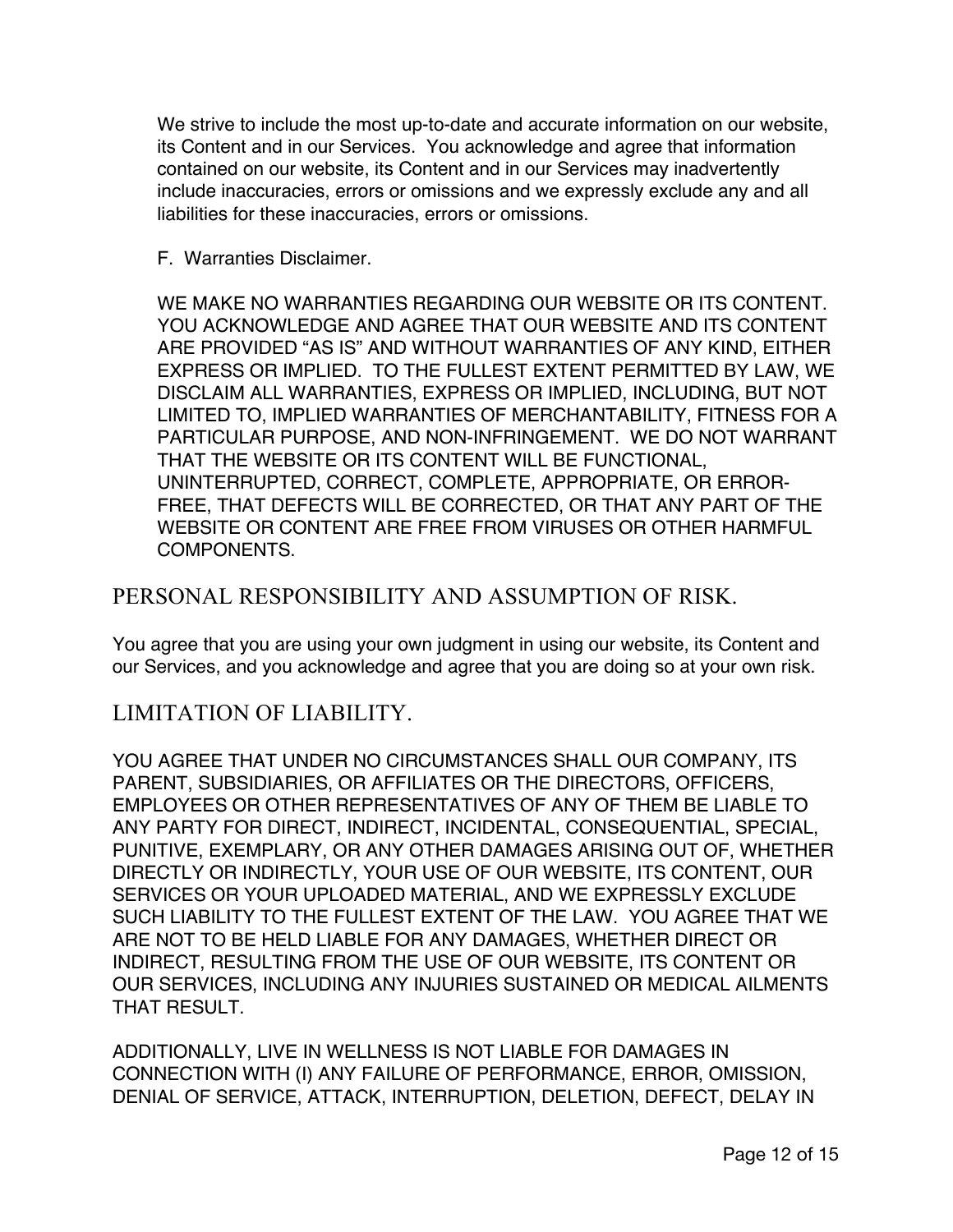We strive to include the most up-to-date and accurate information on our website, its Content and in our Services. You acknowledge and agree that information contained on our website, its Content and in our Services may inadvertently include inaccuracies, errors or omissions and we expressly exclude any and all liabilities for these inaccuracies, errors or omissions.

F. Warranties Disclaimer.

WE MAKE NO WARRANTIES REGARDING OUR WEBSITE OR ITS CONTENT. YOU ACKNOWLEDGE AND AGREE THAT OUR WEBSITE AND ITS CONTENT ARE PROVIDED "AS IS" AND WITHOUT WARRANTIES OF ANY KIND, EITHER EXPRESS OR IMPLIED. TO THE FULLEST EXTENT PERMITTED BY LAW, WE DISCLAIM ALL WARRANTIES, EXPRESS OR IMPLIED, INCLUDING, BUT NOT LIMITED TO, IMPLIED WARRANTIES OF MERCHANTABILITY, FITNESS FOR A PARTICULAR PURPOSE, AND NON-INFRINGEMENT. WE DO NOT WARRANT THAT THE WEBSITE OR ITS CONTENT WILL BE FUNCTIONAL, UNINTERRUPTED, CORRECT, COMPLETE, APPROPRIATE, OR ERROR-FREE, THAT DEFECTS WILL BE CORRECTED, OR THAT ANY PART OF THE WEBSITE OR CONTENT ARE FREE FROM VIRUSES OR OTHER HARMFUL COMPONENTS.

## PERSONAL RESPONSIBILITY AND ASSUMPTION OF RISK.

You agree that you are using your own judgment in using our website, its Content and our Services, and you acknowledge and agree that you are doing so at your own risk.

## LIMITATION OF LIABILITY.

YOU AGREE THAT UNDER NO CIRCUMSTANCES SHALL OUR COMPANY, ITS PARENT, SUBSIDIARIES, OR AFFILIATES OR THE DIRECTORS, OFFICERS, EMPLOYEES OR OTHER REPRESENTATIVES OF ANY OF THEM BE LIABLE TO ANY PARTY FOR DIRECT, INDIRECT, INCIDENTAL, CONSEQUENTIAL, SPECIAL, PUNITIVE, EXEMPLARY, OR ANY OTHER DAMAGES ARISING OUT OF, WHETHER DIRECTLY OR INDIRECTLY, YOUR USE OF OUR WEBSITE, ITS CONTENT, OUR SERVICES OR YOUR UPLOADED MATERIAL, AND WE EXPRESSLY EXCLUDE SUCH LIABILITY TO THE FULLEST EXTENT OF THE LAW. YOU AGREE THAT WE ARE NOT TO BE HELD LIABLE FOR ANY DAMAGES, WHETHER DIRECT OR INDIRECT, RESULTING FROM THE USE OF OUR WEBSITE, ITS CONTENT OR OUR SERVICES, INCLUDING ANY INJURIES SUSTAINED OR MEDICAL AILMENTS THAT RESULT.

ADDITIONALLY, LIVE IN WELLNESS IS NOT LIABLE FOR DAMAGES IN CONNECTION WITH (I) ANY FAILURE OF PERFORMANCE, ERROR, OMISSION, DENIAL OF SERVICE, ATTACK, INTERRUPTION, DELETION, DEFECT, DELAY IN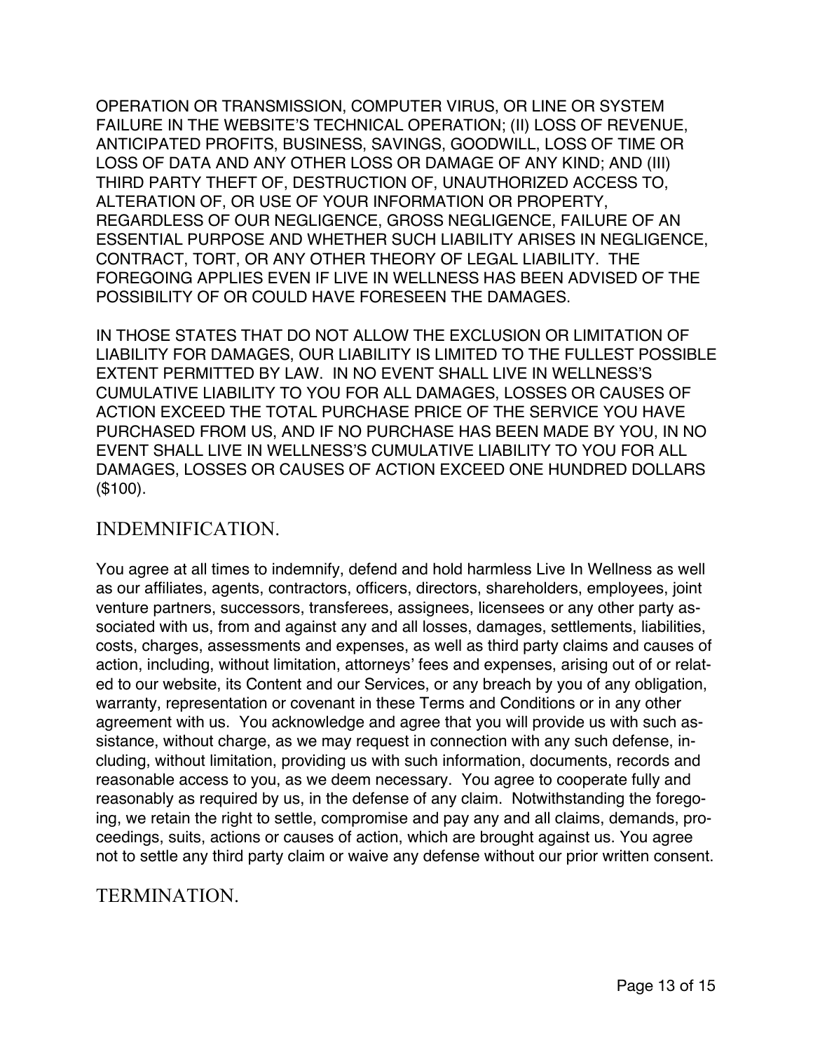OPERATION OR TRANSMISSION, COMPUTER VIRUS, OR LINE OR SYSTEM FAILURE IN THE WEBSITE'S TECHNICAL OPERATION; (II) LOSS OF REVENUE, ANTICIPATED PROFITS, BUSINESS, SAVINGS, GOODWILL, LOSS OF TIME OR LOSS OF DATA AND ANY OTHER LOSS OR DAMAGE OF ANY KIND; AND (III) THIRD PARTY THEFT OF, DESTRUCTION OF, UNAUTHORIZED ACCESS TO, ALTERATION OF, OR USE OF YOUR INFORMATION OR PROPERTY, REGARDLESS OF OUR NEGLIGENCE, GROSS NEGLIGENCE, FAILURE OF AN ESSENTIAL PURPOSE AND WHETHER SUCH LIABILITY ARISES IN NEGLIGENCE, CONTRACT, TORT, OR ANY OTHER THEORY OF LEGAL LIABILITY. THE FOREGOING APPLIES EVEN IF LIVE IN WELLNESS HAS BEEN ADVISED OF THE POSSIBILITY OF OR COULD HAVE FORESEEN THE DAMAGES.

IN THOSE STATES THAT DO NOT ALLOW THE EXCLUSION OR LIMITATION OF LIABILITY FOR DAMAGES, OUR LIABILITY IS LIMITED TO THE FULLEST POSSIBLE EXTENT PERMITTED BY LAW. IN NO EVENT SHALL LIVE IN WELLNESS'S CUMULATIVE LIABILITY TO YOU FOR ALL DAMAGES, LOSSES OR CAUSES OF ACTION EXCEED THE TOTAL PURCHASE PRICE OF THE SERVICE YOU HAVE PURCHASED FROM US, AND IF NO PURCHASE HAS BEEN MADE BY YOU, IN NO EVENT SHALL LIVE IN WELLNESS'S CUMULATIVE LIABILITY TO YOU FOR ALL DAMAGES, LOSSES OR CAUSES OF ACTION EXCEED ONE HUNDRED DOLLARS ($100).

## INDEMNIFICATION.

You agree at all times to indemnify, defend and hold harmless Live In Wellness as well as our affiliates, agents, contractors, officers, directors, shareholders, employees, joint venture partners, successors, transferees, assignees, licensees or any other party associated with us, from and against any and all losses, damages, settlements, liabilities, costs, charges, assessments and expenses, as well as third party claims and causes of action, including, without limitation, attorneys' fees and expenses, arising out of or related to our website, its Content and our Services, or any breach by you of any obligation, warranty, representation or covenant in these Terms and Conditions or in any other agreement with us. You acknowledge and agree that you will provide us with such assistance, without charge, as we may request in connection with any such defense, including, without limitation, providing us with such information, documents, records and reasonable access to you, as we deem necessary. You agree to cooperate fully and reasonably as required by us, in the defense of any claim. Notwithstanding the foregoing, we retain the right to settle, compromise and pay any and all claims, demands, proceedings, suits, actions or causes of action, which are brought against us. You agree not to settle any third party claim or waive any defense without our prior written consent.

## TERMINATION.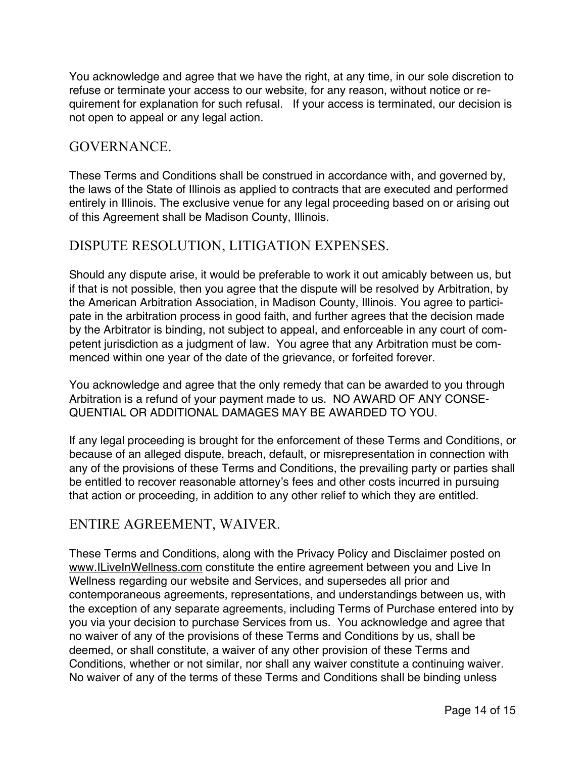You acknowledge and agree that we have the right, at any time, in our sole discretion to refuse or terminate your access to our website, for any reason, without notice or requirement for explanation for such refusal. If your access is terminated, our decision is not open to appeal or any legal action.

## GOVERNANCE.

These Terms and Conditions shall be construed in accordance with, and governed by, the laws of the State of Illinois as applied to contracts that are executed and performed entirely in Illinois. The exclusive venue for any legal proceeding based on or arising out of this Agreement shall be Madison County, Illinois.

## DISPUTE RESOLUTION, LITIGATION EXPENSES.

Should any dispute arise, it would be preferable to work it out amicably between us, but if that is not possible, then you agree that the dispute will be resolved by Arbitration, by the American Arbitration Association, in Madison County, Illinois. You agree to participate in the arbitration process in good faith, and further agrees that the decision made by the Arbitrator is binding, not subject to appeal, and enforceable in any court of competent jurisdiction as a judgment of law. You agree that any Arbitration must be commenced within one year of the date of the grievance, or forfeited forever.

You acknowledge and agree that the only remedy that can be awarded to you through Arbitration is a refund of your payment made to us. NO AWARD OF ANY CONSEQUENTIAL OR ADDITIONAL DAMAGES MAY BE AWARDED TO YOU.

If any legal proceeding is brought for the enforcement of these Terms and Conditions, or because of an alleged dispute, breach, default, or misrepresentation in connection with any of the provisions of these Terms and Conditions, the prevailing party or parties shall be entitled to recover reasonable attorney's fees and other costs incurred in pursuing that action or proceeding, in addition to any other relief to which they are entitled.

## ENTIRE AGREEMENT, WAIVER.

These Terms and Conditions, along with the Privacy Policy and Disclaimer posted on www.ILiveInWellness.com constitute the entire agreement between you and Live In Wellness regarding our website and Services, and supersedes all prior and contemporaneous agreements, representations, and understandings between us, with the exception of any separate agreements, including Terms of Purchase entered into by you via your decision to purchase Services from us. You acknowledge and agree that no waiver of any of the provisions of these Terms and Conditions by us, shall be deemed, or shall constitute, a waiver of any other provision of these Terms and Conditions, whether or not similar, nor shall any waiver constitute a continuing waiver. No waiver of any of the terms of these Terms and Conditions shall be binding unless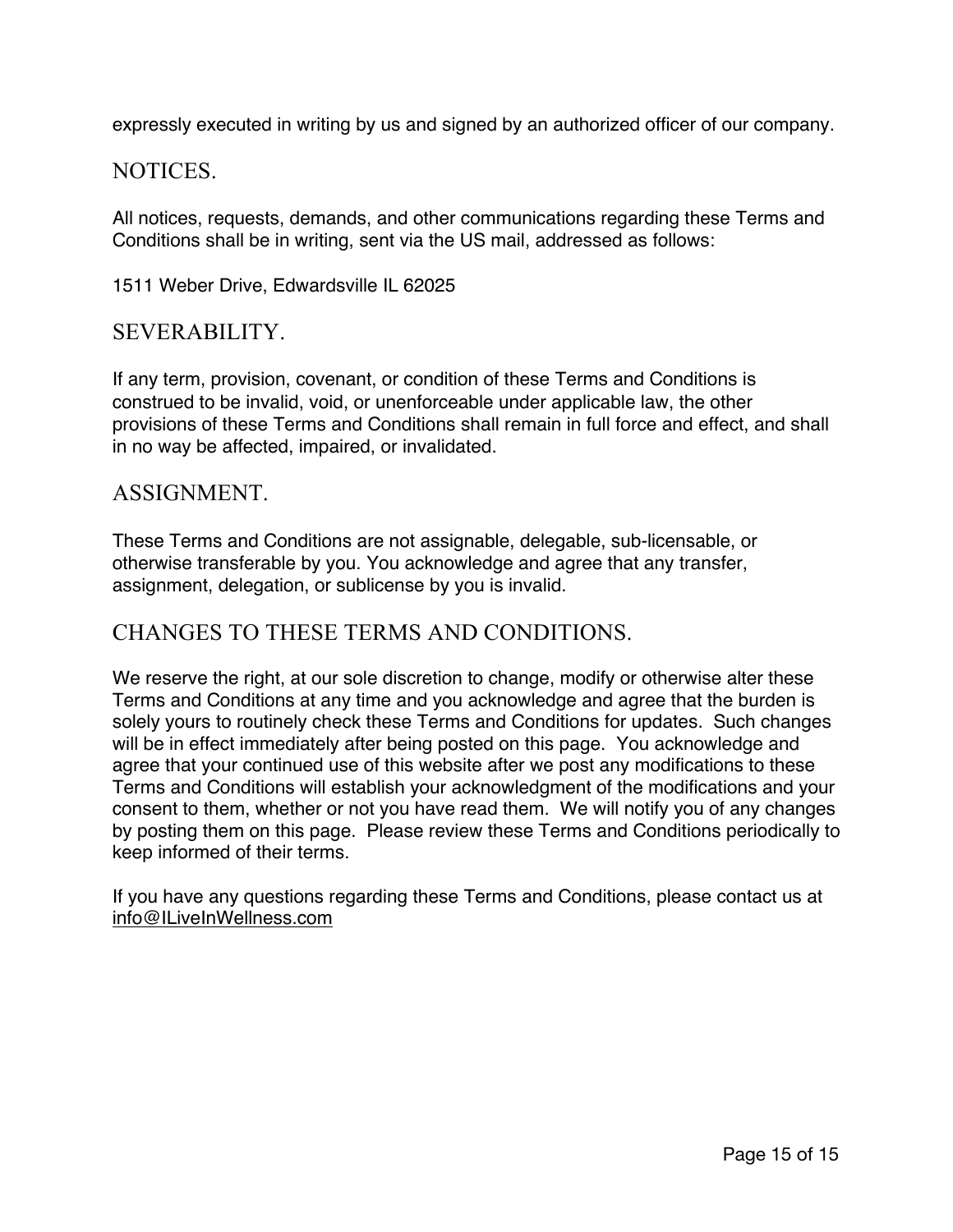expressly executed in writing by us and signed by an authorized officer of our company.

## NOTICES.

All notices, requests, demands, and other communications regarding these Terms and Conditions shall be in writing, sent via the US mail, addressed as follows:

1511 Weber Drive, Edwardsville IL 62025

## SEVERABILITY.

If any term, provision, covenant, or condition of these Terms and Conditions is construed to be invalid, void, or unenforceable under applicable law, the other provisions of these Terms and Conditions shall remain in full force and effect, and shall in no way be affected, impaired, or invalidated.

## ASSIGNMENT.

These Terms and Conditions are not assignable, delegable, sub-licensable, or otherwise transferable by you. You acknowledge and agree that any transfer, assignment, delegation, or sublicense by you is invalid.

## CHANGES TO THESE TERMS AND CONDITIONS.

We reserve the right, at our sole discretion to change, modify or otherwise alter these Terms and Conditions at any time and you acknowledge and agree that the burden is solely yours to routinely check these Terms and Conditions for updates. Such changes will be in effect immediately after being posted on this page. You acknowledge and agree that your continued use of this website after we post any modifications to these Terms and Conditions will establish your acknowledgment of the modifications and your consent to them, whether or not you have read them. We will notify you of any changes by posting them on this page. Please review these Terms and Conditions periodically to keep informed of their terms.

If you have any questions regarding these Terms and Conditions, please contact us at info@ILiveInWellness.com